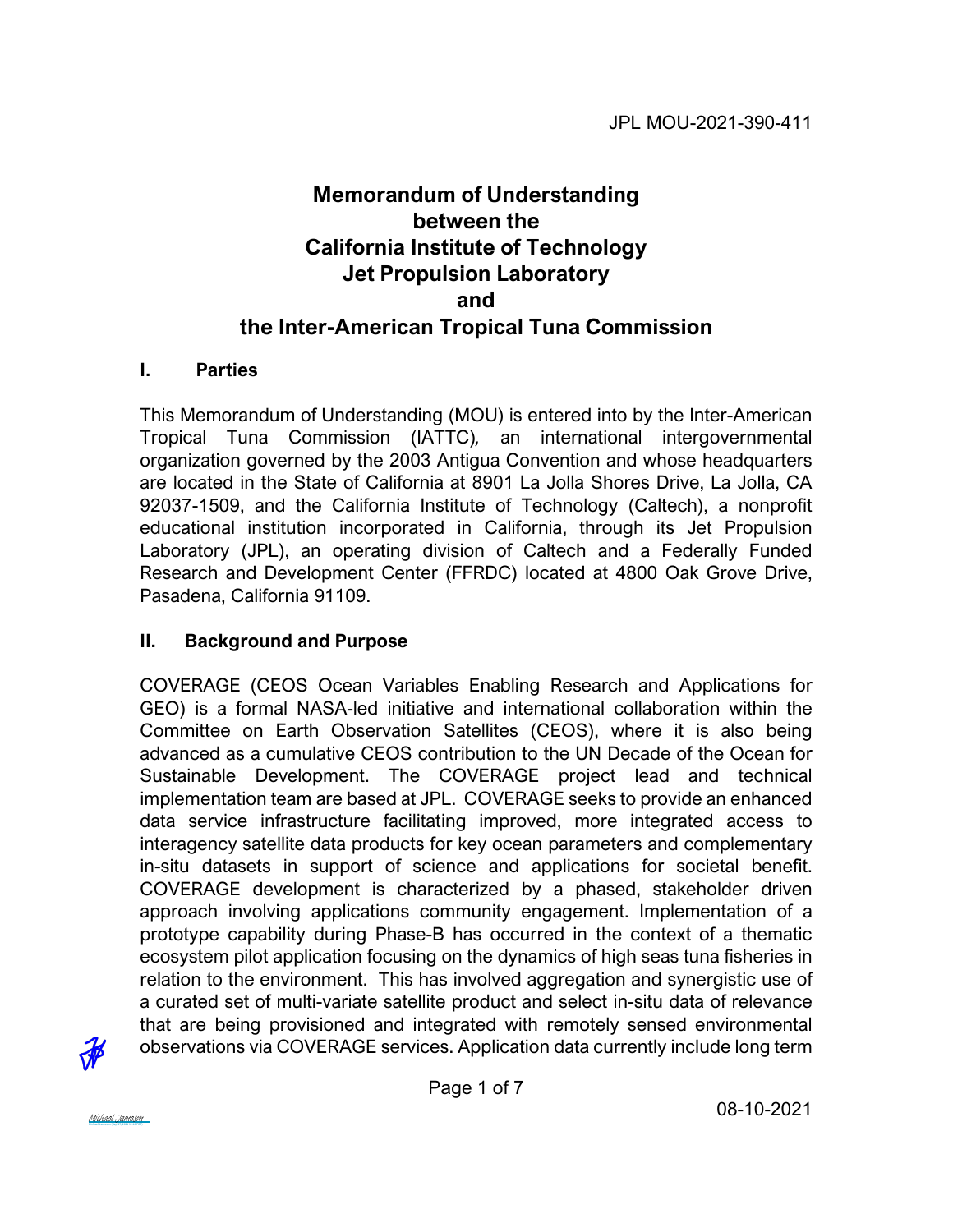JPL MOU-2021-390-411

# Memorandum of Understanding between the California Institute of Technology Jet Propulsion Laboratory and the Inter-American Tropical Tuna Commission

## I. Parties

This Memorandum of Understanding (MOU) is entered into by the Inter-American Tropical Tuna Commission (IATTC), an international intergovernmental organization governed by the 2003 Antigua Convention and whose headquarters are located in the State of California at 8901 La Jolla Shores Drive, La Jolla, CA 92037-1509, and the California Institute of Technology (Caltech), a nonprofit educational institution incorporated in California, through its Jet Propulsion Laboratory (JPL), an operating division of Caltech and a Federally Funded Research and Development Center (FFRDC) located at 4800 Oak Grove Drive, Pasadena, California 91109.

## II. Background and Purpose

COVERAGE (CEOS Ocean Variables Enabling Research and Applications for GEO) is a formal NASA-led initiative and international collaboration within the Committee on Earth Observation Satellites (CEOS), where it is also being advanced as a cumulative CEOS contribution to the UN Decade of the Ocean for Sustainable Development. The COVERAGE project lead and technical implementation team are based at JPL. COVERAGE seeks to provide an enhanced data service infrastructure facilitating improved, more integrated access to interagency satellite data products for key ocean parameters and complementary in-situ datasets in support of science and applications for societal benefit. COVERAGE development is characterized by a phased, stakeholder driven approach involving applications community engagement. Implementation of a prototype capability during Phase-B has occurred in the context of a thematic ecosystem pilot application focusing on the dynamics of high seas tuna fisheries in relation to the environment. This has involved aggregation and synergistic use of a curated set of multi-variate satellite product and select in-situ data of relevance that are being provisioned and integrated with remotely sensed environmental observations via COVERAGE services. Application data currently include long term

08-10-2021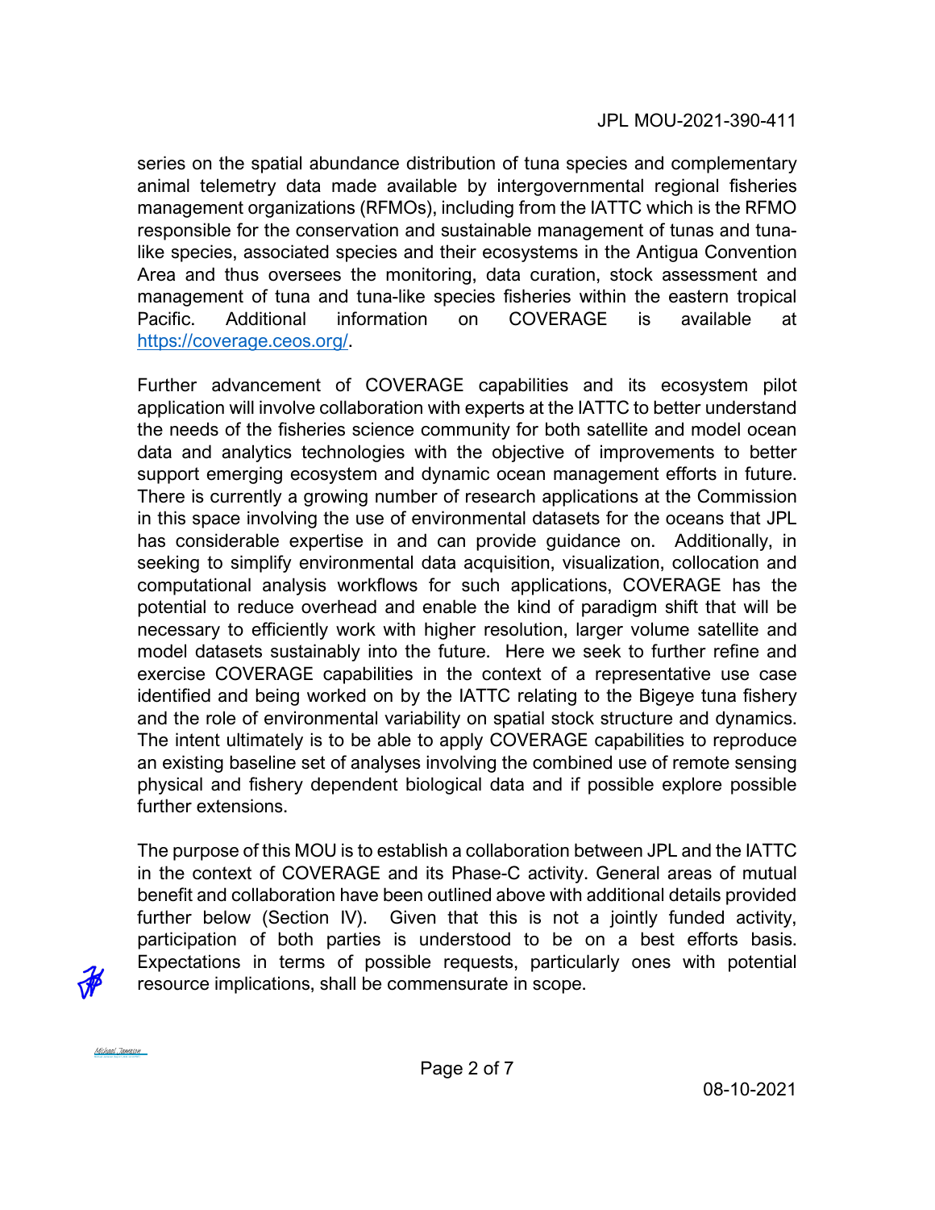series on the spatial abundance distribution of tuna species and complementary animal telemetry data made available by intergovernmental regional fisheries management organizations (RFMOs), including from the IATTC which is the RFMO responsible for the conservation and sustainable management of tunas and tuna-like species, associated species and their ecosystems in the Antigua Convention Area and thus oversees the monitoring, data curation, stock assessment and management of tuna and tuna-like species fisheries within the eastern tropical Pacific. Additional information on COVERAGE is available at https://coverage.ceos.org/.

Further advancement of COVERAGE capabilities and its ecosystem pilot application will involve collaboration with experts at the IATTC to better understand the needs of the fisheries science community for both satellite and model ocean data and analytics technologies with the objective of improvements to better support emerging ecosystem and dynamic ocean management efforts in future. There is currently a growing number of research applications at the Commission in this space involving the use of environmental datasets for the oceans that JPL has considerable expertise in and can provide guidance on. Additionally, in seeking to simplify environmental data acquisition, visualization, collocation and computational analysis workflows for such applications, COVERAGE has the potential to reduce overhead and enable the kind of paradigm shift that will be necessary to efficiently work with higher resolution, larger volume satellite and model datasets sustainably into the future. Here we seek to further refine and exercise COVERAGE capabilities in the context of a representative use case identified and being worked on by the IATTC relating to the Bigeye tuna fishery and the role of environmental variability on spatial stock structure and dynamics. The intent ultimately is to be able to apply COVERAGE capabilities to reproduce an existing baseline set of analyses involving the combined use of remote sensing physical and fishery dependent biological data and if possible explore possible further extensions.

The purpose of this MOU is to establish a collaboration between JPL and the IATTC in the context of COVERAGE and its Phase-C activity. General areas of mutual benefit and collaboration have been outlined above with additional details provided further below (Section IV). Given that this is not a jointly funded activity, participation of both parties is understood to be on a best efforts basis. Expectations in terms of possible requests, particularly ones with potential resource implications, shall be commensurate in scope.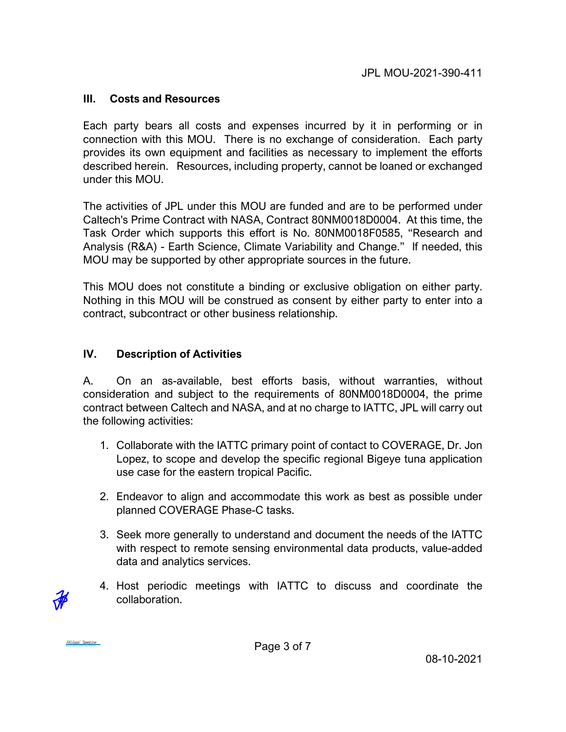## III. Costs and Resources

Each party bears all costs and expenses incurred by it in performing or in connection with this MOU. There is no exchange of consideration. Each party provides its own equipment and facilities as necessary to implement the efforts described herein. Resources, including property, cannot be loaned or exchanged under this MOU.

The activities of JPL under this MOU are funded and are to be performed under Caltech's Prime Contract with NASA, Contract 80NM0018D0004. At this time, the Task Order which supports this effort is No. 80NM0018F0585, "Research and Analysis (R&A) - Earth Science, Climate Variability and Change." If needed, this MOU may be supported by other appropriate sources in the future.

This MOU does not constitute a binding or exclusive obligation on either party. Nothing in this MOU will be construed as consent by either party to enter into a contract, subcontract or other business relationship.

## IV. Description of Activities

A. On an as-available, best efforts basis, without warranties, without consideration and subject to the requirements of 80NM0018D0004, the prime contract between Caltech and NASA, and at no charge to IATTC, JPL will carry out the following activities:

1. Collaborate with the IATTC primary point of contact to COVERAGE, Dr. Jon Lopez, to scope and develop the specific regional Bigeye tuna application use case for the eastern tropical Pacific.

2. Endeavor to align and accommodate this work as best as possible under planned COVERAGE Phase-C tasks.

3. Seek more generally to understand and document the needs of the IATTC with respect to remote sensing environmental data products, value-added data and analytics services.

4. Host periodic meetings with IATTC to discuss and coordinate the collaboration.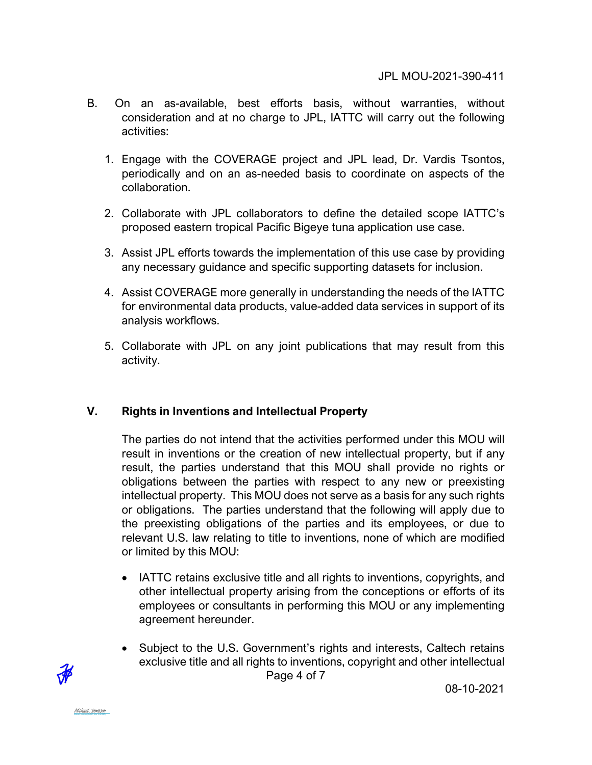B. On an as-available, best efforts basis, without warranties, without consideration and at no charge to JPL, IATTC will carry out the following activities:

1. Engage with the COVERAGE project and JPL lead, Dr. Vardis Tsontos, periodically and on an as-needed basis to coordinate on aspects of the collaboration.

2. Collaborate with JPL collaborators to define the detailed scope IATTC's proposed eastern tropical Pacific Bigeye tuna application use case.

3. Assist JPL efforts towards the implementation of this use case by providing any necessary guidance and specific supporting datasets for inclusion.

4. Assist COVERAGE more generally in understanding the needs of the IATTC for environmental data products, value-added data services in support of its analysis workflows.

5. Collaborate with JPL on any joint publications that may result from this activity.

## V. Rights in Inventions and Intellectual Property

The parties do not intend that the activities performed under this MOU will result in inventions or the creation of new intellectual property, but if any result, the parties understand that this MOU shall provide no rights or obligations between the parties with respect to any new or preexisting intellectual property. This MOU does not serve as a basis for any such rights or obligations. The parties understand that the following will apply due to the preexisting obligations of the parties and its employees, or due to relevant U.S. law relating to title to inventions, none of which are modified or limited by this MOU:

- IATTC retains exclusive title and all rights to inventions, copyrights, and other intellectual property arising from the conceptions or efforts of its employees or consultants in performing this MOU or any implementing agreement hereunder.

- Subject to the U.S. Government's rights and interests, Caltech retains exclusive title and all rights to inventions, copyright and other intellectual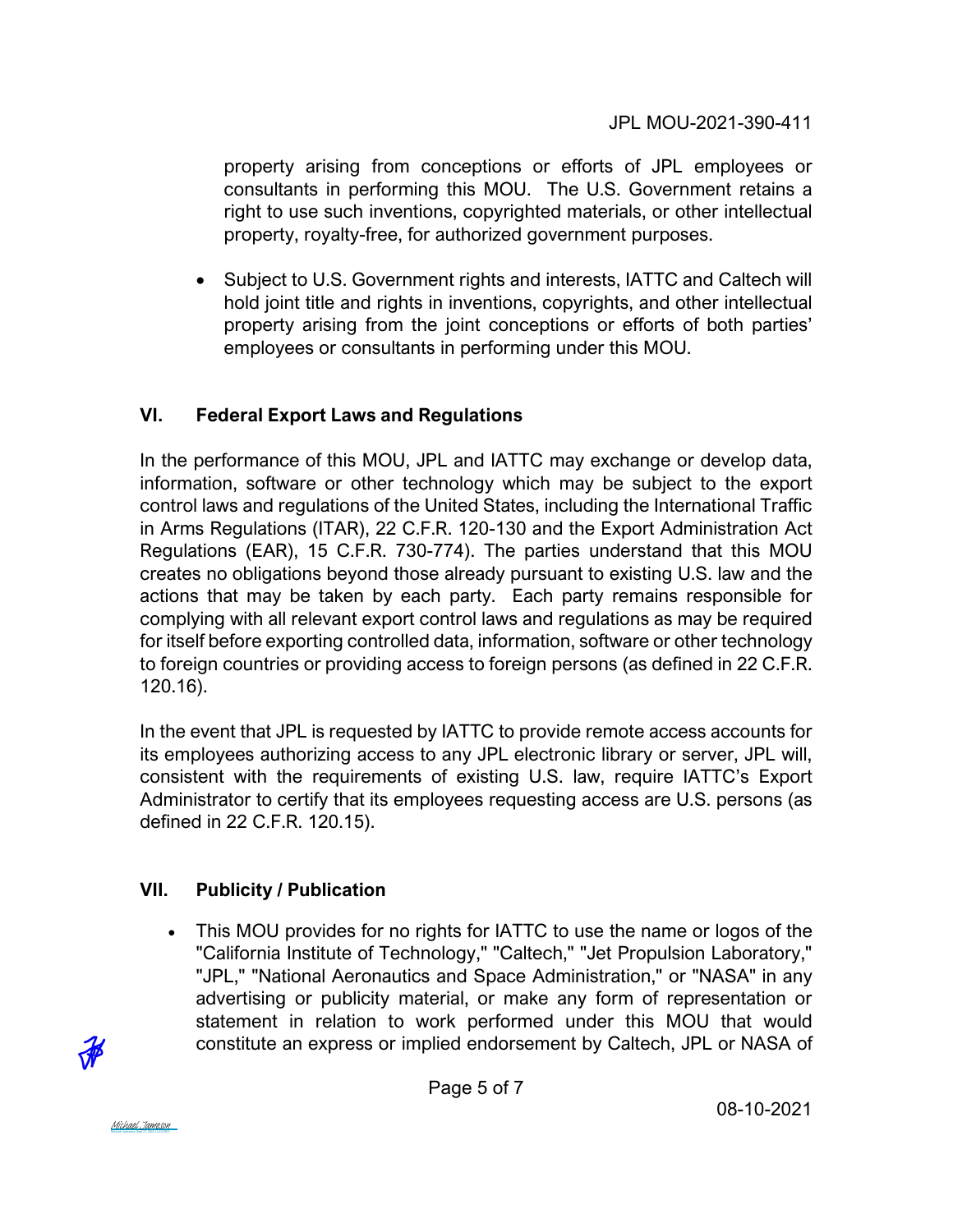property arising from conceptions or efforts of JPL employees or consultants in performing this MOU. The U.S. Government retains a right to use such inventions, copyrighted materials, or other intellectual property, royalty-free, for authorized government purposes.

- Subject to U.S. Government rights and interests, IATTC and Caltech will hold joint title and rights in inventions, copyrights, and other intellectual property arising from the joint conceptions or efforts of both parties' employees or consultants in performing under this MOU.

## VI. Federal Export Laws and Regulations

In the performance of this MOU, JPL and IATTC may exchange or develop data, information, software or other technology which may be subject to the export control laws and regulations of the United States, including the International Traffic in Arms Regulations (ITAR), 22 C.F.R. 120-130 and the Export Administration Act Regulations (EAR), 15 C.F.R. 730-774). The parties understand that this MOU creates no obligations beyond those already pursuant to existing U.S. law and the actions that may be taken by each party. Each party remains responsible for complying with all relevant export control laws and regulations as may be required for itself before exporting controlled data, information, software or other technology to foreign countries or providing access to foreign persons (as defined in 22 C.F.R. 120.16).

In the event that JPL is requested by IATTC to provide remote access accounts for its employees authorizing access to any JPL electronic library or server, JPL will, consistent with the requirements of existing U.S. law, require IATTC's Export Administrator to certify that its employees requesting access are U.S. persons (as defined in 22 C.F.R. 120.15).

## VII. Publicity / Publication

- This MOU provides for no rights for IATTC to use the name or logos of the "California Institute of Technology," "Caltech," "Jet Propulsion Laboratory," "JPL," "National Aeronautics and Space Administration," or "NASA" in any advertising or publicity material, or make any form of representation or statement in relation to work performed under this MOU that would constitute an express or implied endorsement by Caltech, JPL or NASA of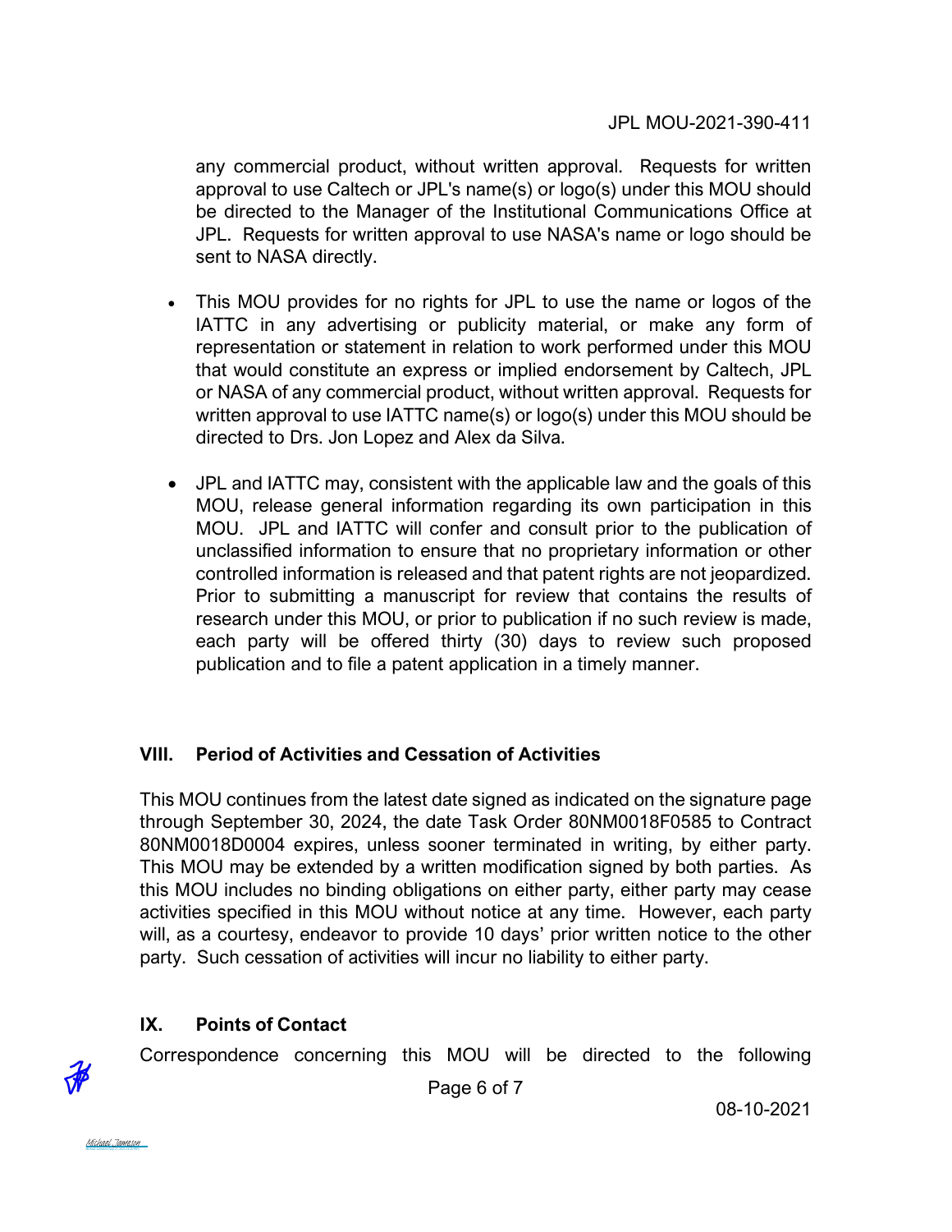any commercial product, without written approval. Requests for written approval to use Caltech or JPL's name(s) or logo(s) under this MOU should be directed to the Manager of the Institutional Communications Office at JPL. Requests for written approval to use NASA's name or logo should be sent to NASA directly.

- This MOU provides for no rights for JPL to use the name or logos of the IATTC in any advertising or publicity material, or make any form of representation or statement in relation to work performed under this MOU that would constitute an express or implied endorsement by Caltech, JPL or NASA of any commercial product, without written approval. Requests for written approval to use IATTC name(s) or logo(s) under this MOU should be directed to Drs. Jon Lopez and Alex da Silva.

- JPL and IATTC may, consistent with the applicable law and the goals of this MOU, release general information regarding its own participation in this MOU. JPL and IATTC will confer and consult prior to the publication of unclassified information to ensure that no proprietary information or other controlled information is released and that patent rights are not jeopardized. Prior to submitting a manuscript for review that contains the results of research under this MOU, or prior to publication if no such review is made, each party will be offered thirty (30) days to review such proposed publication and to file a patent application in a timely manner.

## VIII. Period of Activities and Cessation of Activities

This MOU continues from the latest date signed as indicated on the signature page through September 30, 2024, the date Task Order 80NM0018F0585 to Contract 80NM0018D0004 expires, unless sooner terminated in writing, by either party. This MOU may be extended by a written modification signed by both parties. As this MOU includes no binding obligations on either party, either party may cease activities specified in this MOU without notice at any time. However, each party will, as a courtesy, endeavor to provide 10 days' prior written notice to the other party. Such cessation of activities will incur no liability to either party.

## IX. Points of Contact

Correspondence concerning this MOU will be directed to the following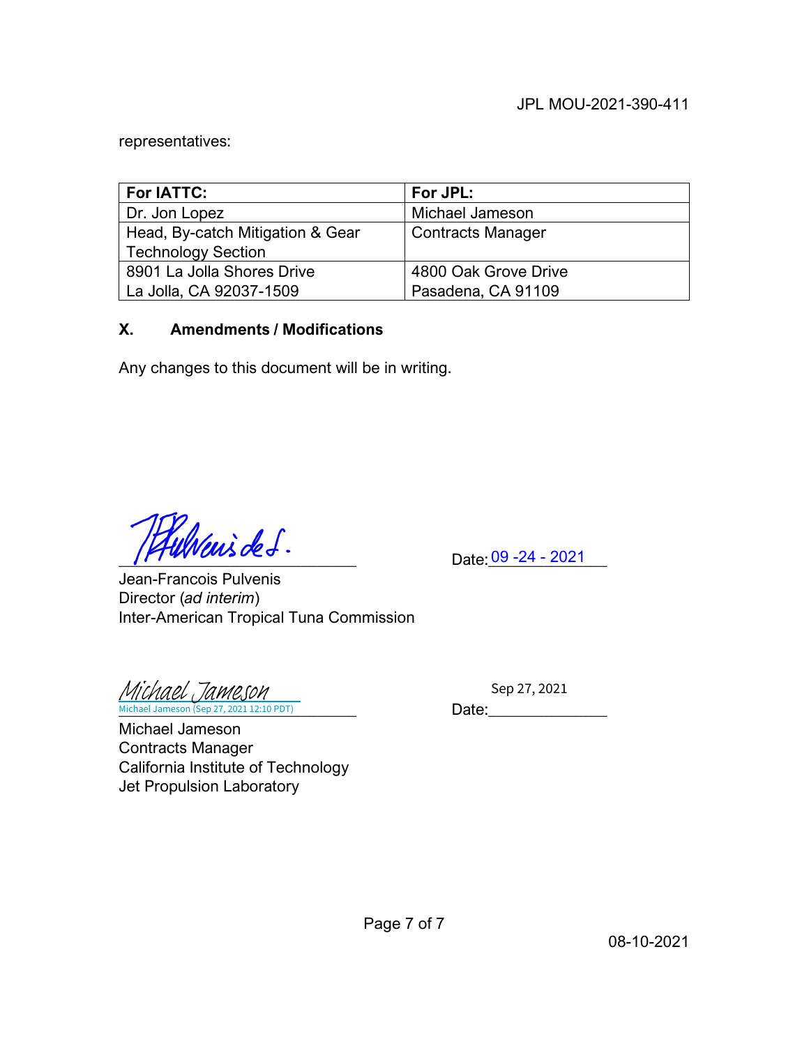representatives:

| For IATTC: | For JPL: |
| --- | --- |
| Dr. Jon Lopez | Michael Jameson |
| Head, By-catch Mitigation & Gear Technology Section | Contracts Manager |
| 8901 La Jolla Shores Drive<br>La Jolla, CA 92037-1509 | 4800 Oak Grove Drive<br>Pasadena, CA 91109 |

## X. Amendments / Modifications

Any changes to this document will be in writing.

_______________________________ Date: 09 -24 - 2021

Jean-Francois Pulvenis
Director (*ad interim*)
Inter-American Tropical Tuna Commission

Michael Jameson
Michael Jameson (Sep 27, 2021 12:10 PDT)
_______________________________ Date: Sep 27, 2021

Michael Jameson
Contracts Manager
California Institute of Technology
Jet Propulsion Laboratory

08-10-2021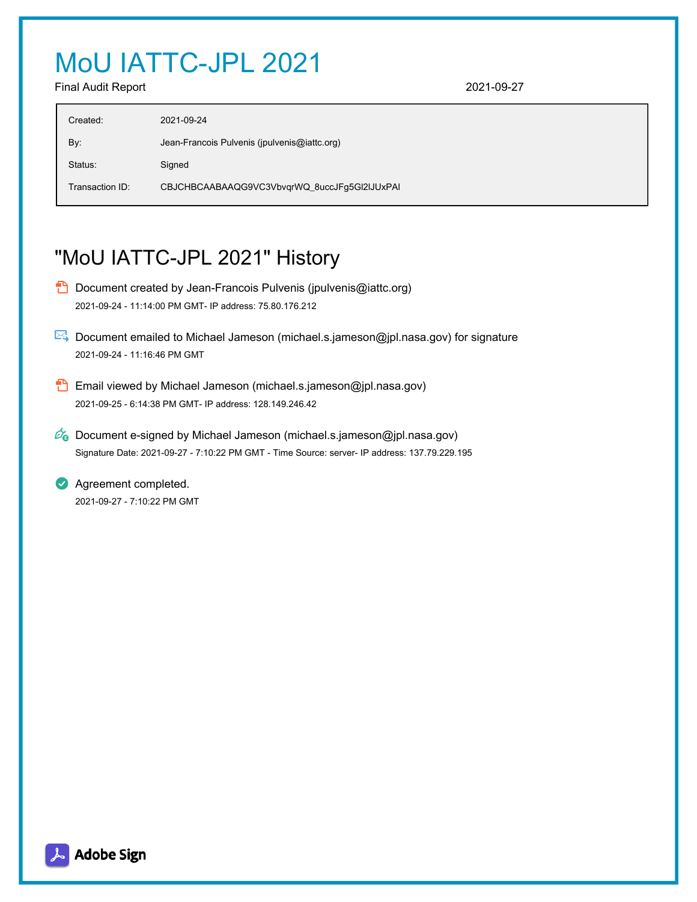# MoU IATTC-JPL 2021

Final Audit Report 2021-09-27

| | |
|---|---|
| Created: | 2021-09-24 |
| By: | Jean-Francois Pulvenis (jpulvenis@iattc.org) |
| Status: | Signed |
| Transaction ID: | CBJCHBCAABAAQG9VC3VbvqrWQ_8uccJFg5Gl2lJUxPAI |

## "MoU IATTC-JPL 2021" History

- Document created by Jean-Francois Pulvenis (jpulvenis@iattc.org)
  2021-09-24 - 11:14:00 PM GMT- IP address: 75.80.176.212

- Document emailed to Michael Jameson (michael.s.jameson@jpl.nasa.gov) for signature
  2021-09-24 - 11:16:46 PM GMT

- Email viewed by Michael Jameson (michael.s.jameson@jpl.nasa.gov)
  2021-09-25 - 6:14:38 PM GMT- IP address: 128.149.246.42

- Document e-signed by Michael Jameson (michael.s.jameson@jpl.nasa.gov)
  Signature Date: 2021-09-27 - 7:10:22 PM GMT - Time Source: server- IP address: 137.79.229.195

- Agreement completed.
  2021-09-27 - 7:10:22 PM GMT

Adobe Sign